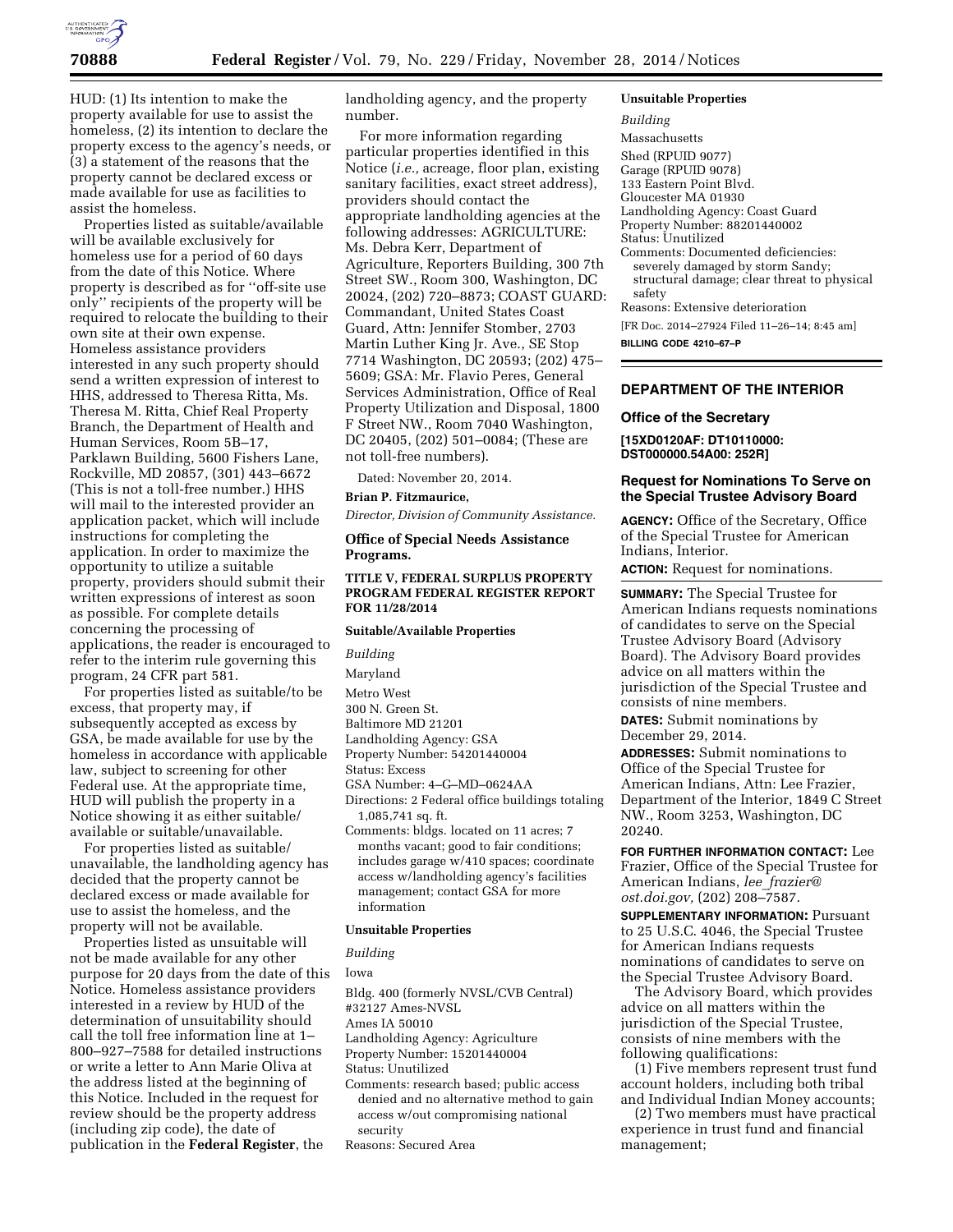HUD: (1) Its intention to make the property available for use to assist the homeless, (2) its intention to declare the property excess to the agency's needs, or (3) a statement of the reasons that the property cannot be declared excess or made available for use as facilities to assist the homeless.

Properties listed as suitable/available will be available exclusively for homeless use for a period of 60 days from the date of this Notice. Where property is described as for ''off-site use only'' recipients of the property will be required to relocate the building to their own site at their own expense. Homeless assistance providers interested in any such property should send a written expression of interest to HHS, addressed to Theresa Ritta, Ms. Theresa M. Ritta, Chief Real Property Branch, the Department of Health and Human Services, Room 5B–17, Parklawn Building, 5600 Fishers Lane, Rockville, MD 20857, (301) 443–6672 (This is not a toll-free number.) HHS will mail to the interested provider an application packet, which will include instructions for completing the application. In order to maximize the opportunity to utilize a suitable property, providers should submit their written expressions of interest as soon as possible. For complete details concerning the processing of applications, the reader is encouraged to refer to the interim rule governing this program, 24 CFR part 581.

For properties listed as suitable/to be excess, that property may, if subsequently accepted as excess by GSA, be made available for use by the homeless in accordance with applicable law, subject to screening for other Federal use. At the appropriate time, HUD will publish the property in a Notice showing it as either suitable/available or suitable/unavailable.

For properties listed as suitable/unavailable, the landholding agency has decided that the property cannot be declared excess or made available for use to assist the homeless, and the property will not be available.

Properties listed as unsuitable will not be made available for any other purpose for 20 days from the date of this Notice. Homeless assistance providers interested in a review by HUD of the determination of unsuitability should call the toll free information line at 1–800–927–7588 for detailed instructions or write a letter to Ann Marie Oliva at the address listed at the beginning of this Notice. Included in the request for review should be the property address (including zip code), the date of publication in the **Federal Register**, the landholding agency, and the property number.

For more information regarding particular properties identified in this Notice (*i.e.,* acreage, floor plan, existing sanitary facilities, exact street address), providers should contact the appropriate landholding agencies at the following addresses: AGRICULTURE: Ms. Debra Kerr, Department of Agriculture, Reporters Building, 300 7th Street SW., Room 300, Washington, DC 20024, (202) 720–8873; COAST GUARD: Commandant, United States Coast Guard, Attn: Jennifer Stomber, 2703 Martin Luther King Jr. Ave., SE Stop 7714 Washington, DC 20593; (202) 475–5609; GSA: Mr. Flavio Peres, General Services Administration, Office of Real Property Utilization and Disposal, 1800 F Street NW., Room 7040 Washington, DC 20405, (202) 501–0084; (These are not toll-free numbers).

Dated: November 20, 2014.

**Brian P. Fitzmaurice,**

*Director, Division of Community Assistance.*

**Office of Special Needs Assistance Programs.**

**TITLE V, FEDERAL SURPLUS PROPERTY PROGRAM FEDERAL REGISTER REPORT FOR 11/28/2014**

**Suitable/Available Properties**

*Building*

Maryland

Metro West
300 N. Green St.
Baltimore MD 21201
Landholding Agency: GSA
Property Number: 54201440004
Status: Excess
GSA Number: 4–G–MD–0624AA
Directions: 2 Federal office buildings totaling 1,085,741 sq. ft.
Comments: bldgs. located on 11 acres; 7 months vacant; good to fair conditions; includes garage w/410 spaces; coordinate access w/landholding agency's facilities management; contact GSA for more information

**Unsuitable Properties**

*Building*

Iowa

Bldg. 400 (formerly NVSL/CVB Central)
#32127 Ames-NVSL
Ames IA 50010
Landholding Agency: Agriculture
Property Number: 15201440004
Status: Unutilized
Comments: research based; public access denied and no alternative method to gain access w/out compromising national security
Reasons: Secured Area

**Unsuitable Properties**

*Building*

Massachusetts

Shed (RPUID 9077)
Garage (RPUID 9078)
133 Eastern Point Blvd.
Gloucester MA 01930
Landholding Agency: Coast Guard
Property Number: 88201440002
Status: Unutilized
Comments: Documented deficiencies: severely damaged by storm Sandy; structural damage; clear threat to physical safety
Reasons: Extensive deterioration

[FR Doc. 2014–27924 Filed 11–26–14; 8:45 am]

**BILLING CODE 4210–67–P**

## DEPARTMENT OF THE INTERIOR

### Office of the Secretary

**[15XD0120AF: DT10110000: DST000000.54A00: 252R]**

### Request for Nominations To Serve on the Special Trustee Advisory Board

**AGENCY:** Office of the Secretary, Office of the Special Trustee for American Indians, Interior.

**ACTION:** Request for nominations.

**SUMMARY:** The Special Trustee for American Indians requests nominations of candidates to serve on the Special Trustee Advisory Board (Advisory Board). The Advisory Board provides advice on all matters within the jurisdiction of the Special Trustee and consists of nine members.

**DATES:** Submit nominations by December 29, 2014.

**ADDRESSES:** Submit nominations to Office of the Special Trustee for American Indians, Attn: Lee Frazier, Department of the Interior, 1849 C Street NW., Room 3253, Washington, DC 20240.

**FOR FURTHER INFORMATION CONTACT:** Lee Frazier, Office of the Special Trustee for American Indians, *lee_frazier@ost.doi.gov,* (202) 208–7587.

**SUPPLEMENTARY INFORMATION:** Pursuant to 25 U.S.C. 4046, the Special Trustee for American Indians requests nominations of candidates to serve on the Special Trustee Advisory Board.

The Advisory Board, which provides advice on all matters within the jurisdiction of the Special Trustee, consists of nine members with the following qualifications:

(1) Five members represent trust fund account holders, including both tribal and Individual Indian Money accounts;

(2) Two members must have practical experience in trust fund and financial management;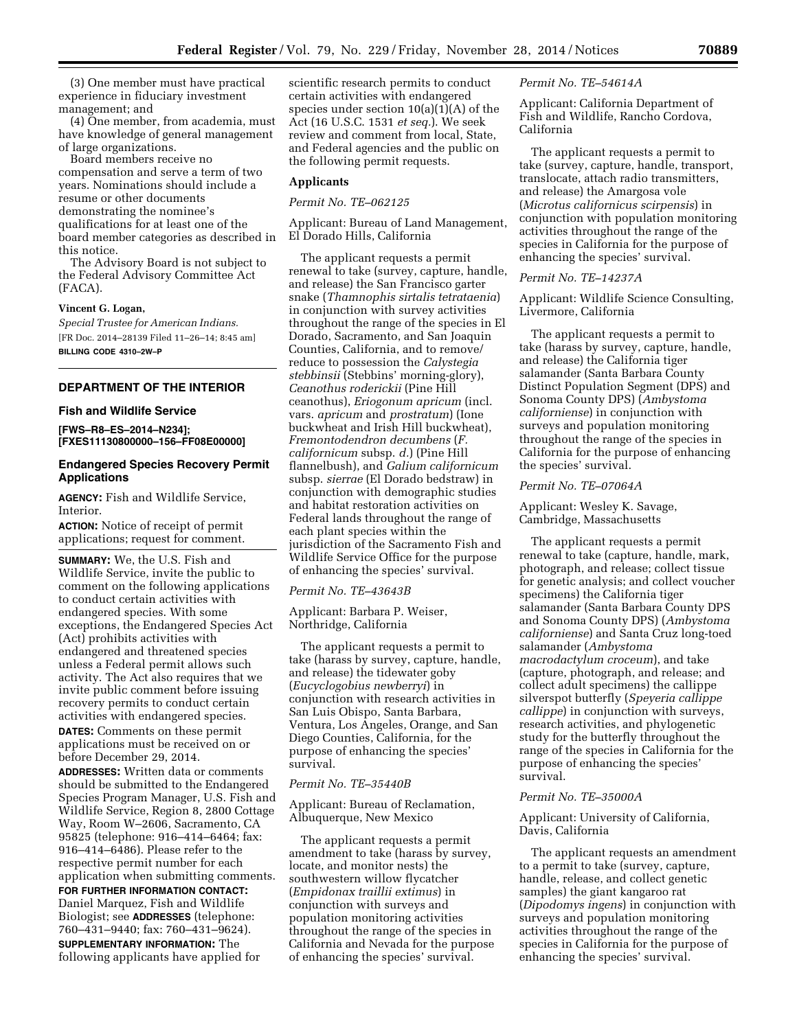(3) One member must have practical experience in fiduciary investment management; and

(4) One member, from academia, must have knowledge of general management of large organizations.

Board members receive no compensation and serve a term of two years. Nominations should include a resume or other documents demonstrating the nominee's qualifications for at least one of the board member categories as described in this notice.

The Advisory Board is not subject to the Federal Advisory Committee Act (FACA).

**Vincent G. Logan,**

*Special Trustee for American Indians.*

[FR Doc. 2014–28139 Filed 11–26–14; 8:45 am]

**BILLING CODE 4310–2W–P**

## DEPARTMENT OF THE INTERIOR

### Fish and Wildlife Service

**[FWS–R8–ES–2014–N234]; [FXES11130800000–156–FF08E00000]**

### Endangered Species Recovery Permit Applications

**AGENCY:** Fish and Wildlife Service, Interior.

**ACTION:** Notice of receipt of permit applications; request for comment.

**SUMMARY:** We, the U.S. Fish and Wildlife Service, invite the public to comment on the following applications to conduct certain activities with endangered species. With some exceptions, the Endangered Species Act (Act) prohibits activities with endangered and threatened species unless a Federal permit allows such activity. The Act also requires that we invite public comment before issuing recovery permits to conduct certain activities with endangered species.

**DATES:** Comments on these permit applications must be received on or before December 29, 2014.

**ADDRESSES:** Written data or comments should be submitted to the Endangered Species Program Manager, U.S. Fish and Wildlife Service, Region 8, 2800 Cottage Way, Room W–2606, Sacramento, CA 95825 (telephone: 916–414–6464; fax: 916–414–6486). Please refer to the respective permit number for each application when submitting comments.

**FOR FURTHER INFORMATION CONTACT:** Daniel Marquez, Fish and Wildlife Biologist; see **ADDRESSES** (telephone: 760–431–9440; fax: 760–431–9624).

**SUPPLEMENTARY INFORMATION:** The following applicants have applied for scientific research permits to conduct certain activities with endangered species under section 10(a)(1)(A) of the Act (16 U.S.C. 1531 *et seq.*). We seek review and comment from local, State, and Federal agencies and the public on the following permit requests.

#### Applicants

*Permit No. TE–062125*

Applicant: Bureau of Land Management, El Dorado Hills, California

The applicant requests a permit renewal to take (survey, capture, handle, and release) the San Francisco garter snake (*Thamnophis sirtalis tetrataenia*) in conjunction with survey activities throughout the range of the species in El Dorado, Sacramento, and San Joaquin Counties, California, and to remove/reduce to possession the *Calystegia stebbinsii* (Stebbins' morning-glory), *Ceanothus roderickii* (Pine Hill ceanothus), *Eriogonum apricum* (incl. vars. *apricum* and *prostratum*) (Ione buckwheat and Irish Hill buckwheat), *Fremontodendron decumbens* (*F. californicum* subsp. *d.*) (Pine Hill flannelbush), and *Galium californicum* subsp. *sierrae* (El Dorado bedstraw) in conjunction with demographic studies and habitat restoration activities on Federal lands throughout the range of each plant species within the jurisdiction of the Sacramento Fish and Wildlife Service Office for the purpose of enhancing the species' survival.

*Permit No. TE–43643B*

Applicant: Barbara P. Weiser, Northridge, California

The applicant requests a permit to take (harass by survey, capture, handle, and release) the tidewater goby (*Eucyclogobius newberryi*) in conjunction with research activities in San Luis Obispo, Santa Barbara, Ventura, Los Angeles, Orange, and San Diego Counties, California, for the purpose of enhancing the species' survival.

*Permit No. TE–35440B*

Applicant: Bureau of Reclamation, Albuquerque, New Mexico

The applicant requests a permit amendment to take (harass by survey, locate, and monitor nests) the southwestern willow flycatcher (*Empidonax traillii extimus*) in conjunction with surveys and population monitoring activities throughout the range of the species in California and Nevada for the purpose of enhancing the species' survival.

*Permit No. TE–54614A*

Applicant: California Department of Fish and Wildlife, Rancho Cordova, California

The applicant requests a permit to take (survey, capture, handle, transport, translocate, attach radio transmitters, and release) the Amargosa vole (*Microtus californicus scirpensis*) in conjunction with population monitoring activities throughout the range of the species in California for the purpose of enhancing the species' survival.

*Permit No. TE–14237A*

Applicant: Wildlife Science Consulting, Livermore, California

The applicant requests a permit to take (harass by survey, capture, handle, and release) the California tiger salamander (Santa Barbara County Distinct Population Segment (DPS) and Sonoma County DPS) (*Ambystoma californiense*) in conjunction with surveys and population monitoring throughout the range of the species in California for the purpose of enhancing the species' survival.

*Permit No. TE–07064A*

Applicant: Wesley K. Savage, Cambridge, Massachusetts

The applicant requests a permit renewal to take (capture, handle, mark, photograph, and release; collect tissue for genetic analysis; and collect voucher specimens) the California tiger salamander (Santa Barbara County DPS and Sonoma County DPS) (*Ambystoma californiense*) and Santa Cruz long-toed salamander (*Ambystoma macrodactylum croceum*), and take (capture, photograph, and release; and collect adult specimens) the callippe silverspot butterfly (*Speyeria callippe callippe*) in conjunction with surveys, research activities, and phylogenetic study for the butterfly throughout the range of the species in California for the purpose of enhancing the species' survival.

*Permit No. TE–35000A*

Applicant: University of California, Davis, California

The applicant requests an amendment to a permit to take (survey, capture, handle, release, and collect genetic samples) the giant kangaroo rat (*Dipodomys ingens*) in conjunction with surveys and population monitoring activities throughout the range of the species in California for the purpose of enhancing the species' survival.